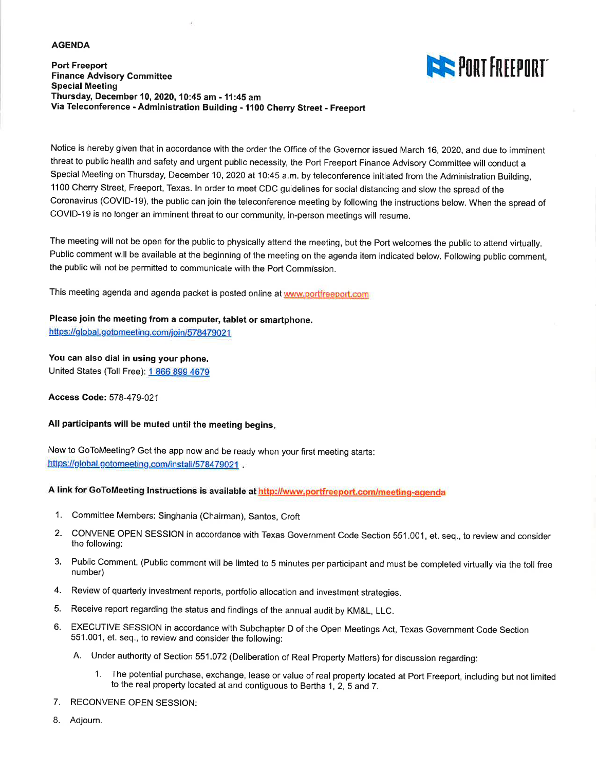**AGENDA**

**Port Freeport**
**Finance Advisory Committee**
**Special Meeting**
**Thursday, December 10, 2020, 10:45 am - 11:45 am**
**Via Teleconference - Administration Building - 1100 Cherry Street - Freeport**

PORT FREEPORT

Notice is hereby given that in accordance with the order the Office of the Governor issued March 16, 2020, and due to imminent threat to public health and safety and urgent public necessity, the Port Freeport Finance Advisory Committee will conduct a Special Meeting on Thursday, December 10, 2020 at 10:45 a.m. by teleconference initiated from the Administration Building, 1100 Cherry Street, Freeport, Texas. In order to meet CDC guidelines for social distancing and slow the spread of the Coronavirus (COVID-19), the public can join the teleconference meeting by following the instructions below. When the spread of COVID-19 is no longer an imminent threat to our community, in-person meetings will resume.

The meeting will not be open for the public to physically attend the meeting, but the Port welcomes the public to attend virtually. Public comment will be available at the beginning of the meeting on the agenda item indicated below. Following public comment, the public will not be permitted to communicate with the Port Commission.

This meeting agenda and agenda packet is posted online at www.portfreeport.com

**Please join the meeting from a computer, tablet or smartphone.**
https://global.gotomeeting.com/join/578479021

**You can also dial in using your phone.**
United States (Toll Free): 1 866 899 4679

**Access Code:** 578-479-021

**All participants will be muted until the meeting begins.**

New to GoToMeeting? Get the app now and be ready when your first meeting starts:
https://global.gotomeeting.com/install/578479021 .

**A link for GoToMeeting Instructions is available at** http://www.portfreeport.com/meeting-agenda

1. Committee Members: Singhania (Chairman), Santos, Croft
2. CONVENE OPEN SESSION in accordance with Texas Government Code Section 551.001, et. seq., to review and consider the following:
3. Public Comment. (Public comment will be limted to 5 minutes per participant and must be completed virtually via the toll free number)
4. Review of quarterly investment reports, portfolio allocation and investment strategies.
5. Receive report regarding the status and findings of the annual audit by KM&L, LLC.
6. EXECUTIVE SESSION in accordance with Subchapter D of the Open Meetings Act, Texas Government Code Section 551.001, et. seq., to review and consider the following:
   - A. Under authority of Section 551.072 (Deliberation of Real Property Matters) for discussion regarding:
     1. The potential purchase, exchange, lease or value of real property located at Port Freeport, including but not limited to the real property located at and contiguous to Berths 1, 2, 5 and 7.
7. RECONVENE OPEN SESSION:
8. Adjourn.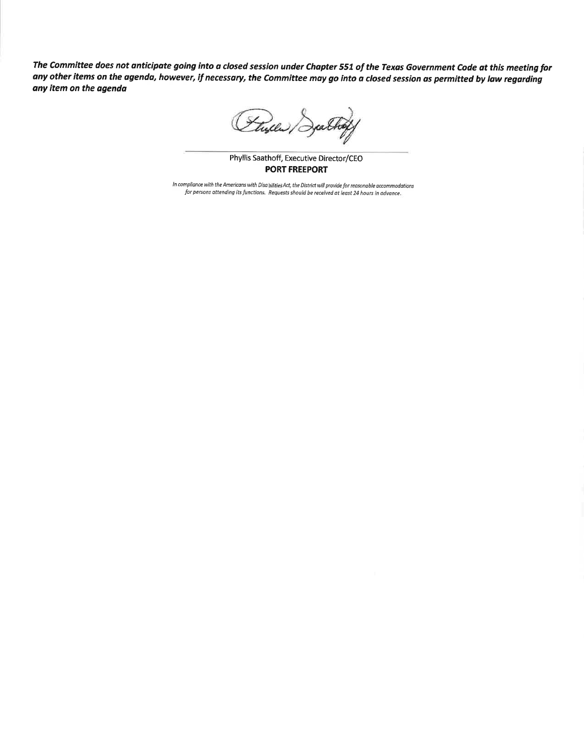***The Committee does not anticipate going into a closed session under Chapter 551 of the Texas Government Code at this meeting for any other items on the agenda, however, if necessary, the Committee may go into a closed session as permitted by law regarding any item on the agenda***

Phyllis Saathoff, Executive Director/CEO
**PORT FREEPORT**

*In compliance with the Americans with Disabilities Act, the District will provide for reasonable accommodations for persons attending its functions. Requests should be received at least 24 hours in advance.*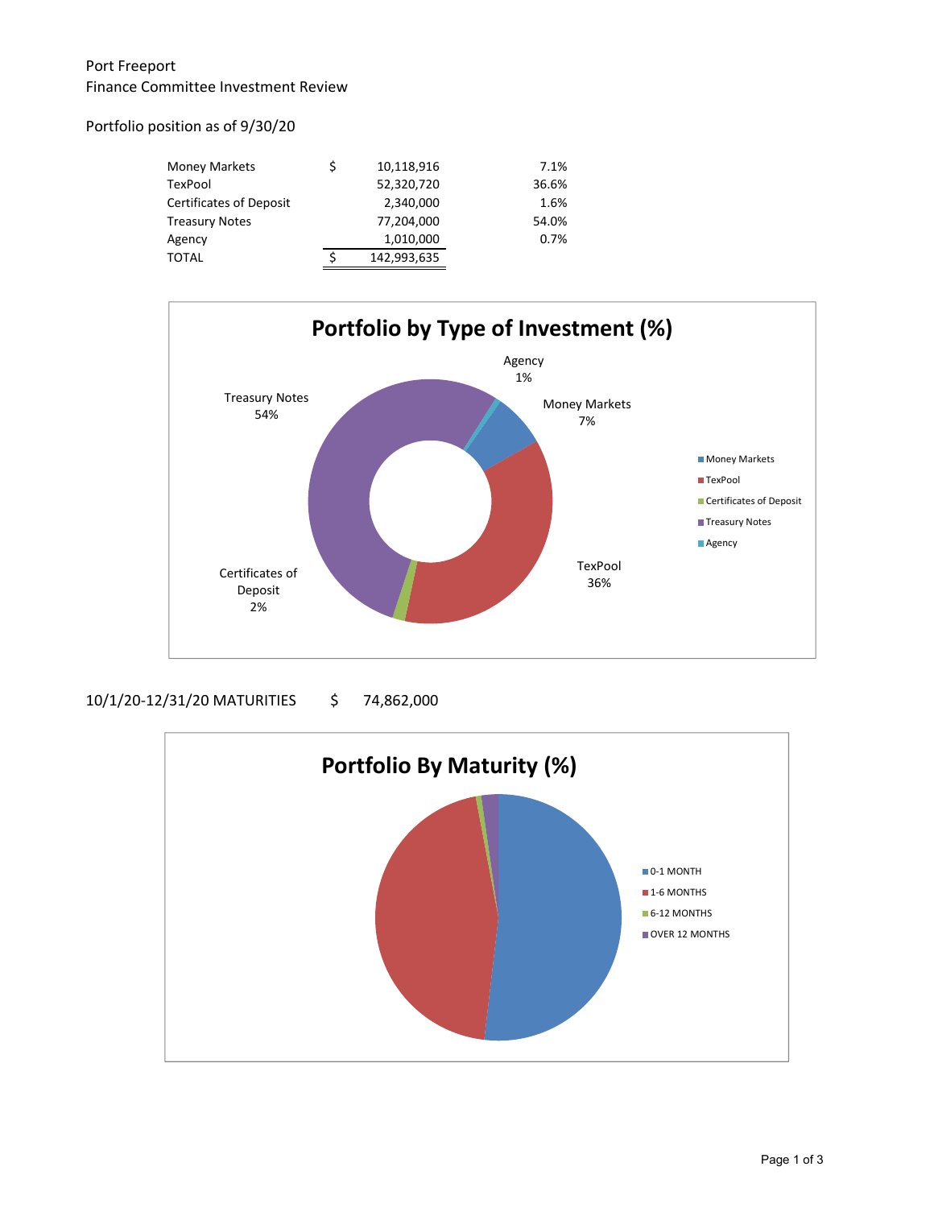Port Freeport
Finance Committee Investment Review

Portfolio position as of 9/30/20

| | | | |
|---|---|---|---|
| Money Markets | $ | 10,118,916 | 7.1% |
| TexPool | | 52,320,720 | 36.6% |
| Certificates of Deposit | | 2,340,000 | 1.6% |
| Treasury Notes | | 77,204,000 | 54.0% |
| Agency | | 1,010,000 | 0.7% |
| TOTAL | $ | 142,993,635 | |

**Portfolio by Type of Investment (%)**

- Money Markets 7%
- TexPool 36%
- Certificates of Deposit 2%
- Treasury Notes 54%
- Agency 1%

10/1/20-12/31/20 MATURITIES $ 74,862,000

**Portfolio By Maturity (%)**

- 0-1 MONTH
- 1-6 MONTHS
- 6-12 MONTHS
- OVER 12 MONTHS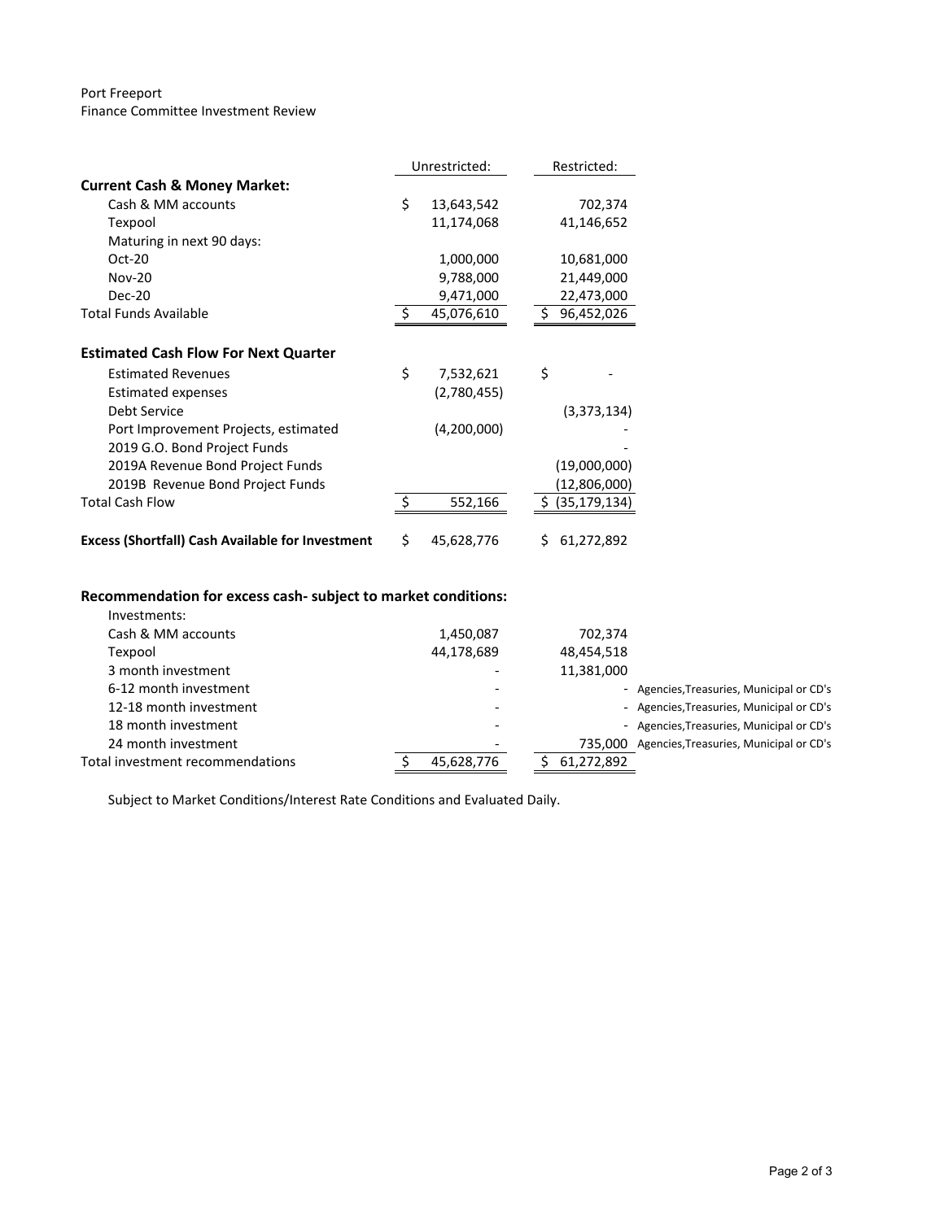Port Freeport
Finance Committee Investment Review

| | Unrestricted: | Restricted: | |
|---|---|---|---|
| **Current Cash & Money Market:** | | | |
| Cash & MM accounts | $ 13,643,542 | 702,374 | |
| Texpool | 11,174,068 | 41,146,652 | |
| Maturing in next 90 days: | | | |
| Oct-20 | 1,000,000 | 10,681,000 | |
| Nov-20 | 9,788,000 | 21,449,000 | |
| Dec-20 | 9,471,000 | 22,473,000 | |
| Total Funds Available | $ 45,076,610 | $ 96,452,026 | |
| | | | |
| **Estimated Cash Flow For Next Quarter** | | | |
| Estimated Revenues | $ 7,532,621 | $ - | |
| Estimated expenses | (2,780,455) | | |
| Debt Service | | (3,373,134) | |
| Port Improvement Projects, estimated | (4,200,000) | - | |
| 2019 G.O. Bond Project Funds | | - | |
| 2019A Revenue Bond Project Funds | | (19,000,000) | |
| 2019B Revenue Bond Project Funds | | (12,806,000) | |
| Total Cash Flow | $ 552,166 | $ (35,179,134) | |
| | | | |
| **Excess (Shortfall) Cash Available for Investment** | $ 45,628,776 | $ 61,272,892 | |
| | | | |
| **Recommendation for excess cash- subject to market conditions:** | | | |
| Investments: | | | |
| Cash & MM accounts | 1,450,087 | 702,374 | |
| Texpool | 44,178,689 | 48,454,518 | |
| 3 month investment | - | 11,381,000 | |
| 6-12 month investment | - | - | Agencies,Treasuries, Municipal or CD's |
| 12-18 month investment | - | - | Agencies,Treasuries, Municipal or CD's |
| 18 month investment | - | - | Agencies,Treasuries, Municipal or CD's |
| 24 month investment | - | 735,000 | Agencies,Treasuries, Municipal or CD's |
| Total investment recommendations | $ 45,628,776 | $ 61,272,892 | |

Subject to Market Conditions/Interest Rate Conditions and Evaluated Daily.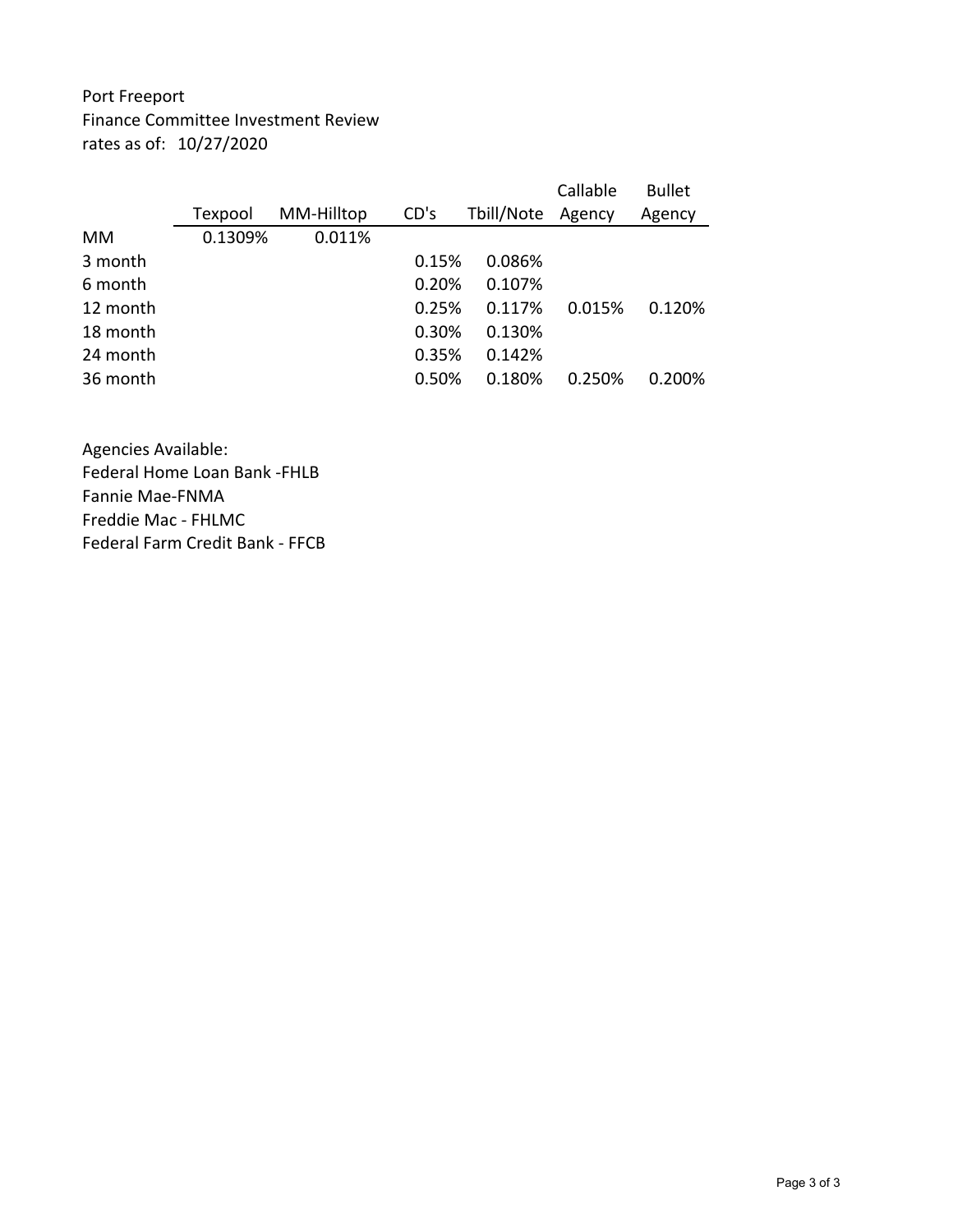Port Freeport

Finance Committee Investment Review

rates as of: 10/27/2020

| | Texpool | MM-Hilltop | CD's | Tbill/Note | Callable Agency | Bullet Agency |
|---|---|---|---|---|---|---|
| MM | 0.1309% | 0.011% | | | | |
| 3 month | | | 0.15% | 0.086% | | |
| 6 month | | | 0.20% | 0.107% | | |
| 12 month | | | 0.25% | 0.117% | 0.015% | 0.120% |
| 18 month | | | 0.30% | 0.130% | | |
| 24 month | | | 0.35% | 0.142% | | |
| 36 month | | | 0.50% | 0.180% | 0.250% | 0.200% |

Agencies Available:

Federal Home Loan Bank -FHLB

Fannie Mae-FNMA

Freddie Mac - FHLMC

Federal Farm Credit Bank - FFCB